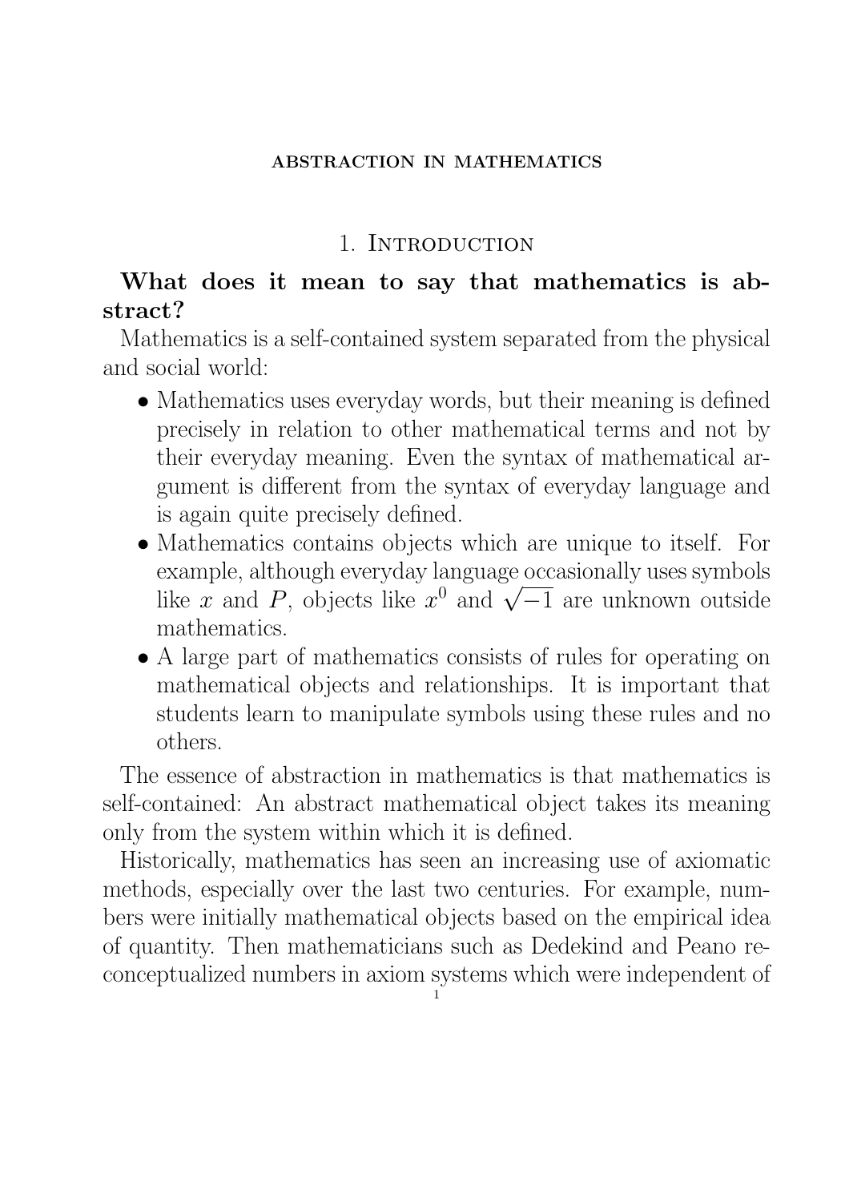# ABSTRACTION IN MATHEMATICS

## 1. Introduction

**What does it mean to say that mathematics is abstract?**

Mathematics is a self-contained system separated from the physical and social world:

- Mathematics uses everyday words, but their meaning is defined precisely in relation to other mathematical terms and not by their everyday meaning. Even the syntax of mathematical argument is different from the syntax of everyday language and is again quite precisely defined.
- Mathematics contains objects which are unique to itself. For example, although everyday language occasionally uses symbols like $x$ and $P$, objects like $x^0$ and $\sqrt{-1}$ are unknown outside mathematics.
- A large part of mathematics consists of rules for operating on mathematical objects and relationships. It is important that students learn to manipulate symbols using these rules and no others.

The essence of abstraction in mathematics is that mathematics is self-contained: An abstract mathematical object takes its meaning only from the system within which it is defined.

Historically, mathematics has seen an increasing use of axiomatic methods, especially over the last two centuries. For example, numbers were initially mathematical objects based on the empirical idea of quantity. Then mathematicians such as Dedekind and Peano reconceptualized numbers in axiom systems which were independent of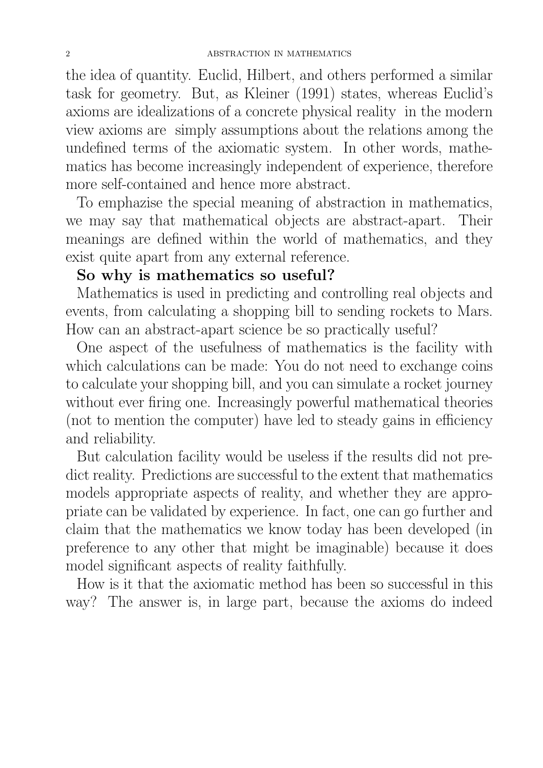the idea of quantity. Euclid, Hilbert, and others performed a similar task for geometry. But, as Kleiner (1991) states, whereas Euclid's axioms are idealizations of a concrete physical reality in the modern view axioms are simply assumptions about the relations among the undefined terms of the axiomatic system. In other words, mathematics has become increasingly independent of experience, therefore more self-contained and hence more abstract.

To emphazise the special meaning of abstraction in mathematics, we may say that mathematical objects are abstract-apart. Their meanings are defined within the world of mathematics, and they exist quite apart from any external reference.

**So why is mathematics so useful?**

Mathematics is used in predicting and controlling real objects and events, from calculating a shopping bill to sending rockets to Mars. How can an abstract-apart science be so practically useful?

One aspect of the usefulness of mathematics is the facility with which calculations can be made: You do not need to exchange coins to calculate your shopping bill, and you can simulate a rocket journey without ever firing one. Increasingly powerful mathematical theories (not to mention the computer) have led to steady gains in efficiency and reliability.

But calculation facility would be useless if the results did not predict reality. Predictions are successful to the extent that mathematics models appropriate aspects of reality, and whether they are appropriate can be validated by experience. In fact, one can go further and claim that the mathematics we know today has been developed (in preference to any other that might be imaginable) because it does model significant aspects of reality faithfully.

How is it that the axiomatic method has been so successful in this way? The answer is, in large part, because the axioms do indeed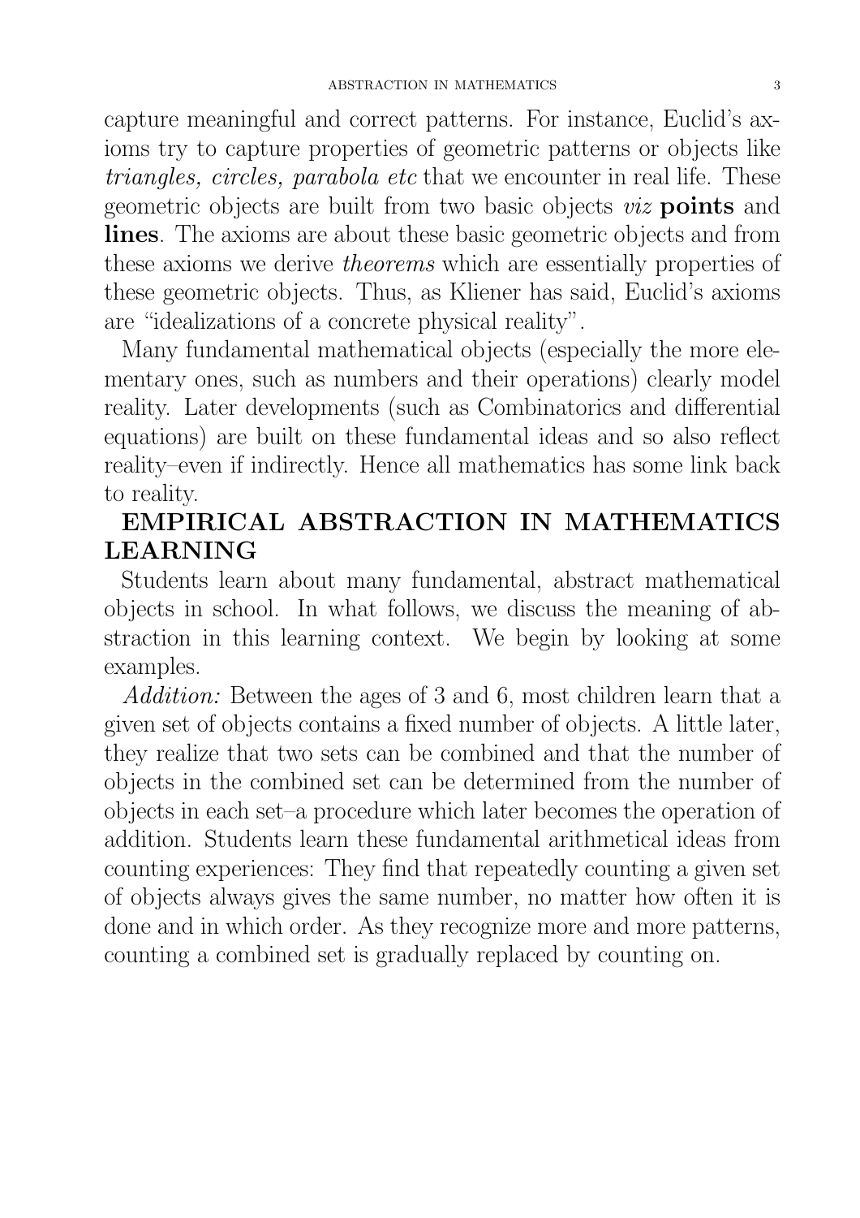capture meaningful and correct patterns. For instance, Euclid's axioms try to capture properties of geometric patterns or objects like *triangles, circles, parabola etc* that we encounter in real life. These geometric objects are built from two basic objects *viz* **points** and **lines**. The axioms are about these basic geometric objects and from these axioms we derive *theorems* which are essentially properties of these geometric objects. Thus, as Kliener has said, Euclid's axioms are "idealizations of a concrete physical reality".

Many fundamental mathematical objects (especially the more elementary ones, such as numbers and their operations) clearly model reality. Later developments (such as Combinatorics and differential equations) are built on these fundamental ideas and so also reflect reality–even if indirectly. Hence all mathematics has some link back to reality.

## EMPIRICAL ABSTRACTION IN MATHEMATICS LEARNING

Students learn about many fundamental, abstract mathematical objects in school. In what follows, we discuss the meaning of abstraction in this learning context. We begin by looking at some examples.

*Addition:* Between the ages of 3 and 6, most children learn that a given set of objects contains a fixed number of objects. A little later, they realize that two sets can be combined and that the number of objects in the combined set can be determined from the number of objects in each set–a procedure which later becomes the operation of addition. Students learn these fundamental arithmetical ideas from counting experiences: They find that repeatedly counting a given set of objects always gives the same number, no matter how often it is done and in which order. As they recognize more and more patterns, counting a combined set is gradually replaced by counting on.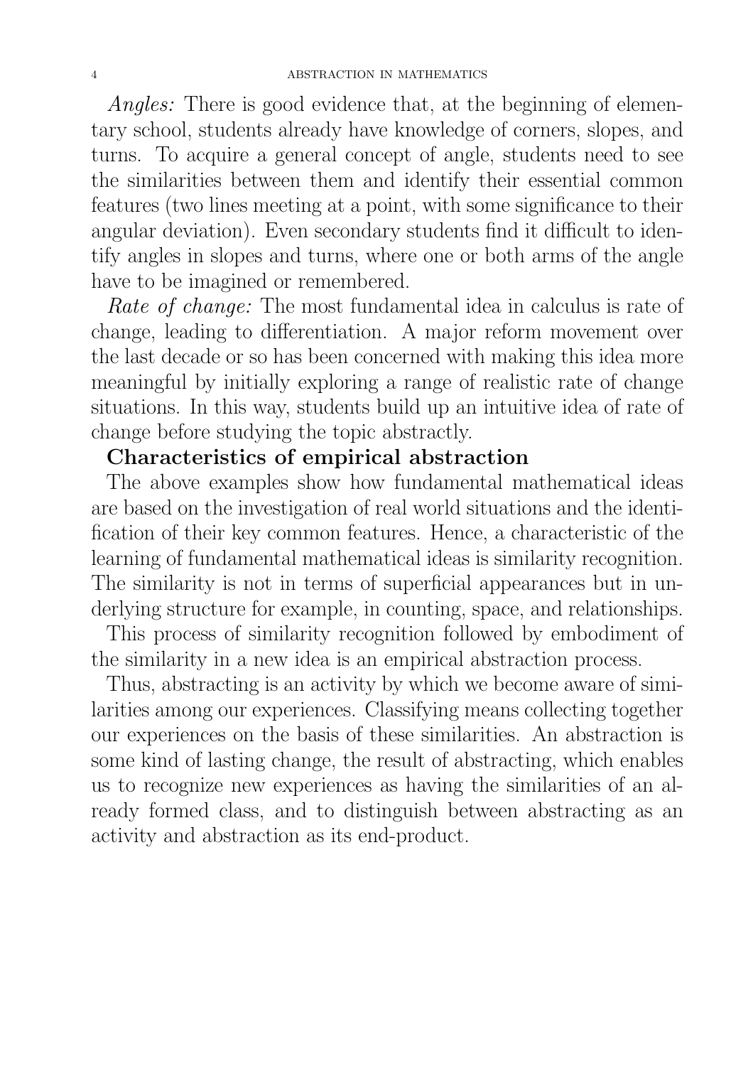*Angles:* There is good evidence that, at the beginning of elementary school, students already have knowledge of corners, slopes, and turns. To acquire a general concept of angle, students need to see the similarities between them and identify their essential common features (two lines meeting at a point, with some significance to their angular deviation). Even secondary students find it difficult to identify angles in slopes and turns, where one or both arms of the angle have to be imagined or remembered.

*Rate of change:* The most fundamental idea in calculus is rate of change, leading to differentiation. A major reform movement over the last decade or so has been concerned with making this idea more meaningful by initially exploring a range of realistic rate of change situations. In this way, students build up an intuitive idea of rate of change before studying the topic abstractly.

**Characteristics of empirical abstraction**

The above examples show how fundamental mathematical ideas are based on the investigation of real world situations and the identification of their key common features. Hence, a characteristic of the learning of fundamental mathematical ideas is similarity recognition. The similarity is not in terms of superficial appearances but in underlying structure for example, in counting, space, and relationships.

This process of similarity recognition followed by embodiment of the similarity in a new idea is an empirical abstraction process.

Thus, abstracting is an activity by which we become aware of similarities among our experiences. Classifying means collecting together our experiences on the basis of these similarities. An abstraction is some kind of lasting change, the result of abstracting, which enables us to recognize new experiences as having the similarities of an already formed class, and to distinguish between abstracting as an activity and abstraction as its end-product.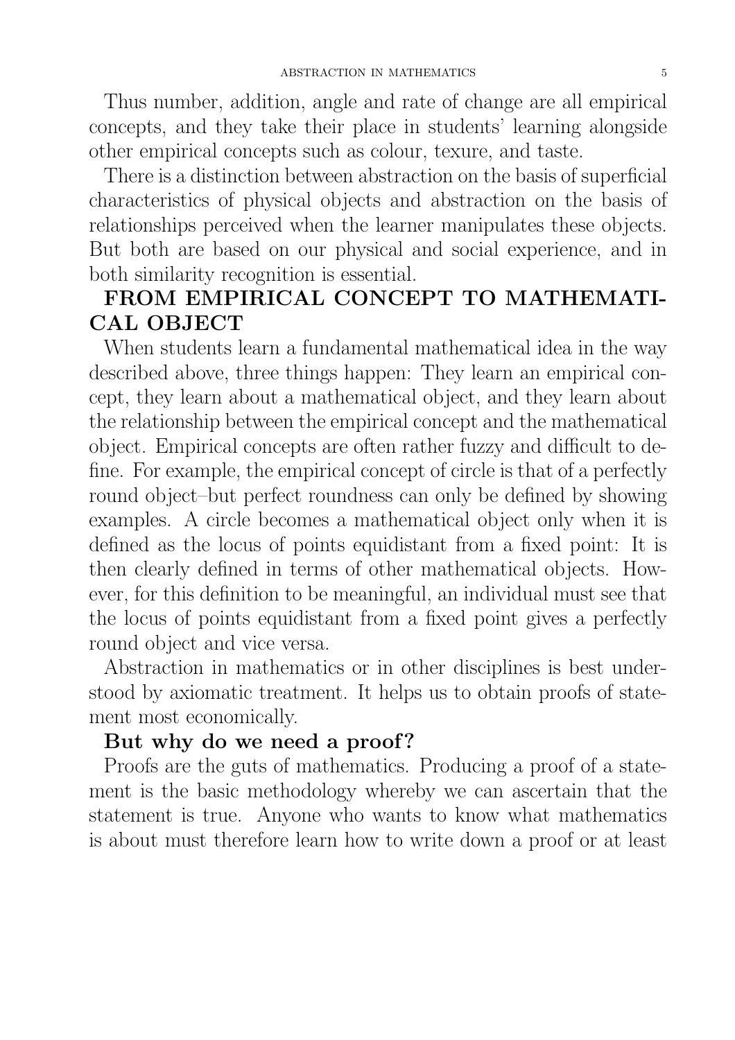Thus number, addition, angle and rate of change are all empirical concepts, and they take their place in students' learning alongside other empirical concepts such as colour, texure, and taste.

There is a distinction between abstraction on the basis of superficial characteristics of physical objects and abstraction on the basis of relationships perceived when the learner manipulates these objects. But both are based on our physical and social experience, and in both similarity recognition is essential.

## FROM EMPIRICAL CONCEPT TO MATHEMATICAL OBJECT

When students learn a fundamental mathematical idea in the way described above, three things happen: They learn an empirical concept, they learn about a mathematical object, and they learn about the relationship between the empirical concept and the mathematical object. Empirical concepts are often rather fuzzy and difficult to define. For example, the empirical concept of circle is that of a perfectly round object–but perfect roundness can only be defined by showing examples. A circle becomes a mathematical object only when it is defined as the locus of points equidistant from a fixed point: It is then clearly defined in terms of other mathematical objects. However, for this definition to be meaningful, an individual must see that the locus of points equidistant from a fixed point gives a perfectly round object and vice versa.

Abstraction in mathematics or in other disciplines is best understood by axiomatic treatment. It helps us to obtain proofs of statement most economically.

**But why do we need a proof?**

Proofs are the guts of mathematics. Producing a proof of a statement is the basic methodology whereby we can ascertain that the statement is true. Anyone who wants to know what mathematics is about must therefore learn how to write down a proof or at least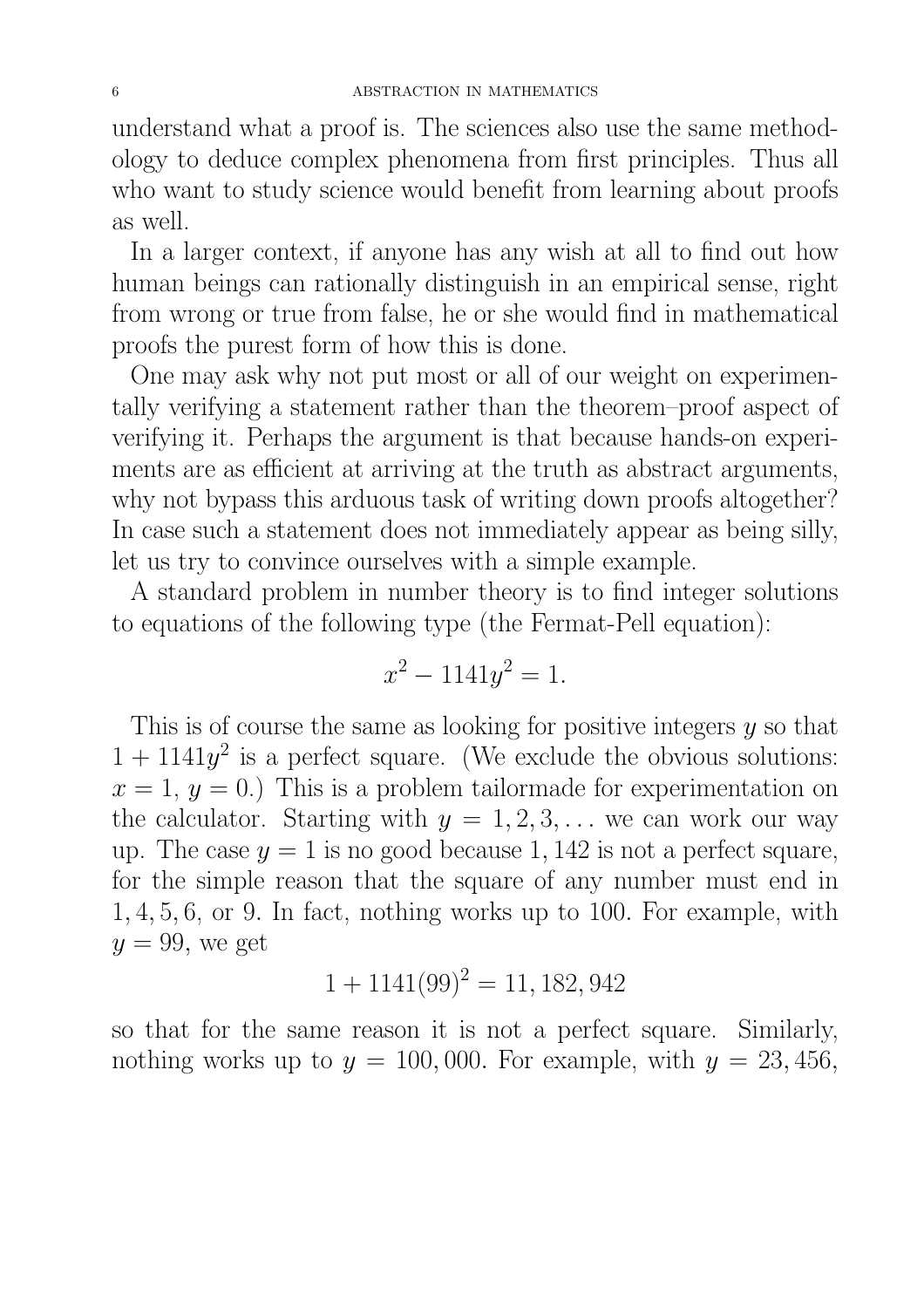understand what a proof is. The sciences also use the same methodology to deduce complex phenomena from first principles. Thus all who want to study science would benefit from learning about proofs as well.

In a larger context, if anyone has any wish at all to find out how human beings can rationally distinguish in an empirical sense, right from wrong or true from false, he or she would find in mathematical proofs the purest form of how this is done.

One may ask why not put most or all of our weight on experimentally verifying a statement rather than the theorem–proof aspect of verifying it. Perhaps the argument is that because hands-on experiments are as efficient at arriving at the truth as abstract arguments, why not bypass this arduous task of writing down proofs altogether? In case such a statement does not immediately appear as being silly, let us try to convince ourselves with a simple example.

A standard problem in number theory is to find integer solutions to equations of the following type (the Fermat-Pell equation):

$$x^2 - 1141y^2 = 1.$$

This is of course the same as looking for positive integers $y$ so that $1 + 1141y^2$ is a perfect square. (We exclude the obvious solutions: $x = 1$, $y = 0$.) This is a problem tailormade for experimentation on the calculator. Starting with $y = 1, 2, 3, \ldots$ we can work our way up. The case $y = 1$ is no good because $1,142$ is not a perfect square, for the simple reason that the square of any number must end in $1, 4, 5, 6$, or $9$. In fact, nothing works up to 100. For example, with $y = 99$, we get

$$1 + 1141(99)^2 = 11,182,942$$

so that for the same reason it is not a perfect square. Similarly, nothing works up to $y = 100,000$. For example, with $y = 23,456$,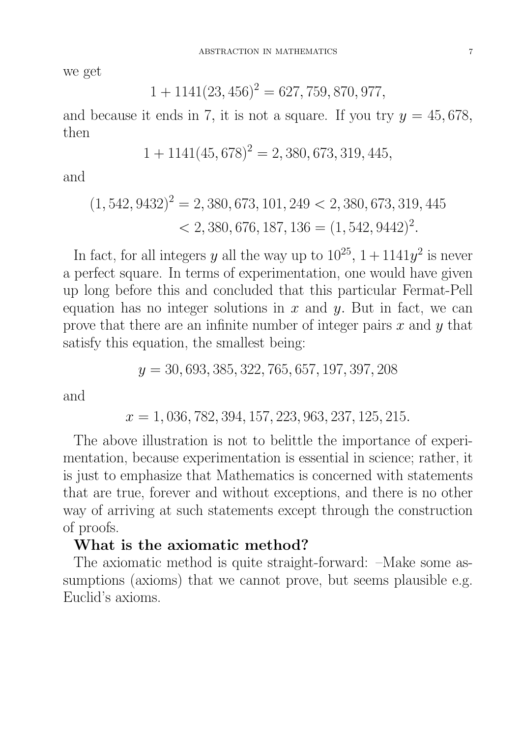we get

$$1 + 1141(23,456)^2 = 627,759,870,977,$$

and because it ends in 7, it is not a square. If you try $y = 45,678$, then

$$1 + 1141(45,678)^2 = 2,380,673,319,445,$$

and

$$\begin{aligned}(1,542,9432)^2 = 2,380,673,101,249 &< 2,380,673,319,445 \\ &< 2,380,676,187,136 = (1,542,9442)^2.\end{aligned}$$

In fact, for all integers $y$ all the way up to $10^{25}$, $1 + 1141y^2$ is never a perfect square. In terms of experimentation, one would have given up long before this and concluded that this particular Fermat-Pell equation has no integer solutions in $x$ and $y$. But in fact, we can prove that there are an infinite number of integer pairs $x$ and $y$ that satisfy this equation, the smallest being:

$$y = 30,693,385,322,765,657,197,397,208$$

and

$$x = 1,036,782,394,157,223,963,237,125,215.$$

The above illustration is not to belittle the importance of experimentation, because experimentation is essential in science; rather, it is just to emphasize that Mathematics is concerned with statements that are true, forever and without exceptions, and there is no other way of arriving at such statements except through the construction of proofs.

**What is the axiomatic method?**

The axiomatic method is quite straight-forward: –Make some assumptions (axioms) that we cannot prove, but seems plausible e.g. Euclid's axioms.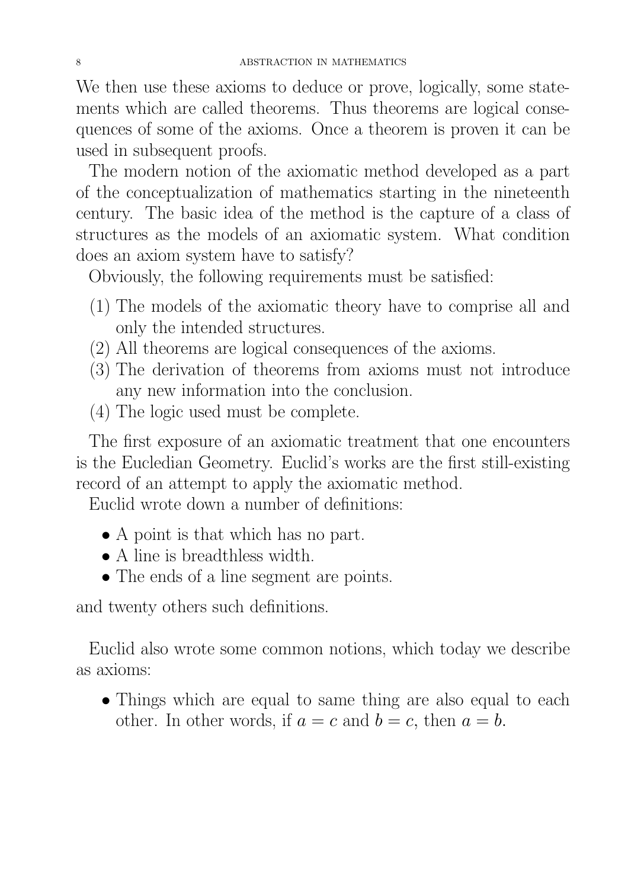We then use these axioms to deduce or prove, logically, some statements which are called theorems. Thus theorems are logical consequences of some of the axioms. Once a theorem is proven it can be used in subsequent proofs.

The modern notion of the axiomatic method developed as a part of the conceptualization of mathematics starting in the nineteenth century. The basic idea of the method is the capture of a class of structures as the models of an axiomatic system. What condition does an axiom system have to satisfy?

Obviously, the following requirements must be satisfied:

(1) The models of the axiomatic theory have to comprise all and only the intended structures.
(2) All theorems are logical consequences of the axioms.
(3) The derivation of theorems from axioms must not introduce any new information into the conclusion.
(4) The logic used must be complete.

The first exposure of an axiomatic treatment that one encounters is the Eucledian Geometry. Euclid's works are the first still-existing record of an attempt to apply the axiomatic method.

Euclid wrote down a number of definitions:

- A point is that which has no part.
- A line is breadthless width.
- The ends of a line segment are points.

and twenty others such definitions.

Euclid also wrote some common notions, which today we describe as axioms:

- Things which are equal to same thing are also equal to each other. In other words, if $a = c$ and $b = c$, then $a = b$.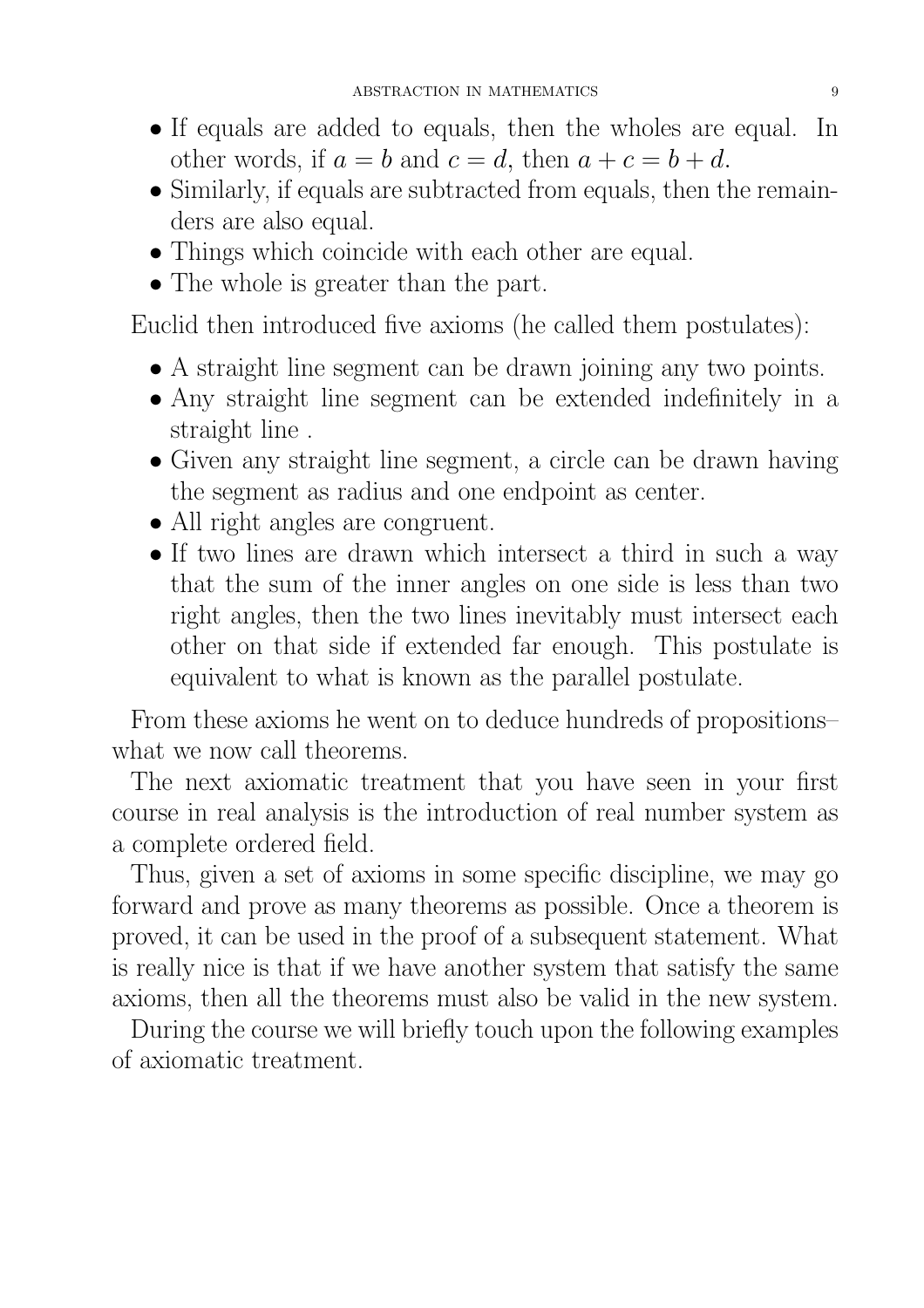- If equals are added to equals, then the wholes are equal. In other words, if $a = b$ and $c = d$, then $a + c = b + d$.
- Similarly, if equals are subtracted from equals, then the remainders are also equal.
- Things which coincide with each other are equal.
- The whole is greater than the part.

Euclid then introduced five axioms (he called them postulates):

- A straight line segment can be drawn joining any two points.
- Any straight line segment can be extended indefinitely in a straight line .
- Given any straight line segment, a circle can be drawn having the segment as radius and one endpoint as center.
- All right angles are congruent.
- If two lines are drawn which intersect a third in such a way that the sum of the inner angles on one side is less than two right angles, then the two lines inevitably must intersect each other on that side if extended far enough. This postulate is equivalent to what is known as the parallel postulate.

From these axioms he went on to deduce hundreds of propositions– what we now call theorems.

The next axiomatic treatment that you have seen in your first course in real analysis is the introduction of real number system as a complete ordered field.

Thus, given a set of axioms in some specific discipline, we may go forward and prove as many theorems as possible. Once a theorem is proved, it can be used in the proof of a subsequent statement. What is really nice is that if we have another system that satisfy the same axioms, then all the theorems must also be valid in the new system.

During the course we will briefly touch upon the following examples of axiomatic treatment.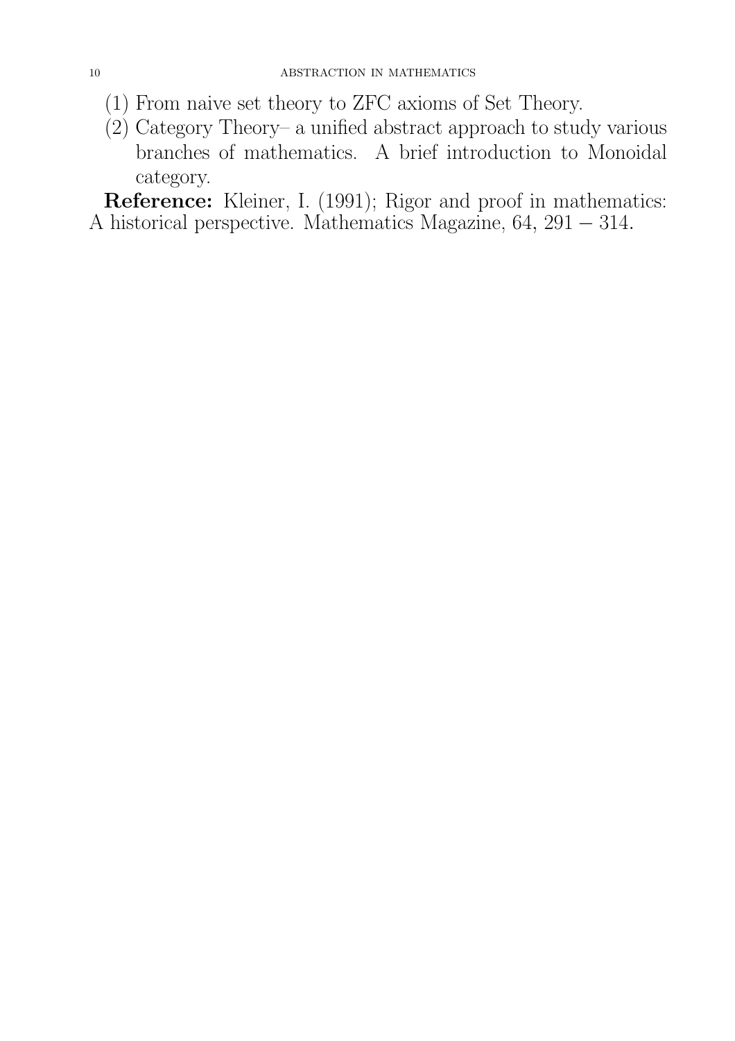(1) From naive set theory to ZFC axioms of Set Theory.
(2) Category Theory– a unified abstract approach to study various branches of mathematics. A brief introduction to Monoidal category.

**Reference:** Kleiner, I. (1991); Rigor and proof in mathematics: A historical perspective. Mathematics Magazine, 64, $291 - 314$.